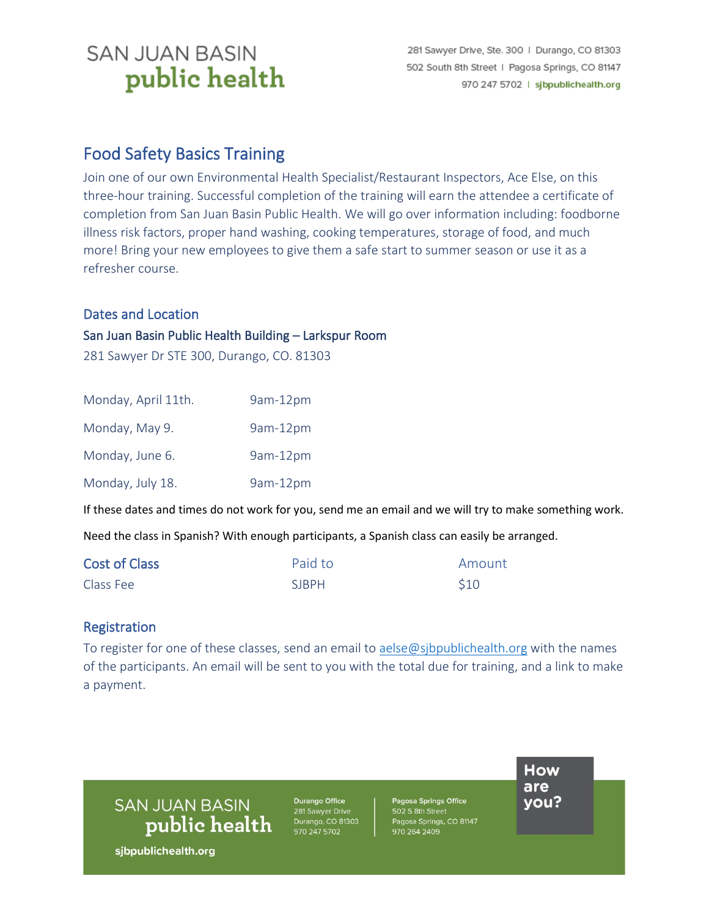# Food Safety Basics Training

Join one of our own Environmental Health Specialist/Restaurant Inspectors, Ace Else, on this three-hour training. Successful completion of the training will earn the attendee a certificate of completion from San Juan Basin Public Health. We will go over information including: foodborne illness risk factors, proper hand washing, cooking temperatures, storage of food, and much more! Bring your new employees to give them a safe start to summer season or use it as a refresher course.

## Dates and Location

### San Juan Basin Public Health Building – Larkspur Room

281 Sawyer Dr STE 300, Durango, CO. 81303

| | |
|---|---|
| Monday, April 11th. | 9am-12pm |
| Monday, May 9. | 9am-12pm |
| Monday, June 6. | 9am-12pm |
| Monday, July 18. | 9am-12pm |

If these dates and times do not work for you, send me an email and we will try to make something work.

Need the class in Spanish? With enough participants, a Spanish class can easily be arranged.

| Cost of Class | Paid to | Amount |
|---|---|---|
| Class Fee | SJBPH | $10 |

## Registration

To register for one of these classes, send an email to aelse@sjbpublichealth.org with the names of the participants. An email will be sent to you with the total due for training, and a link to make a payment.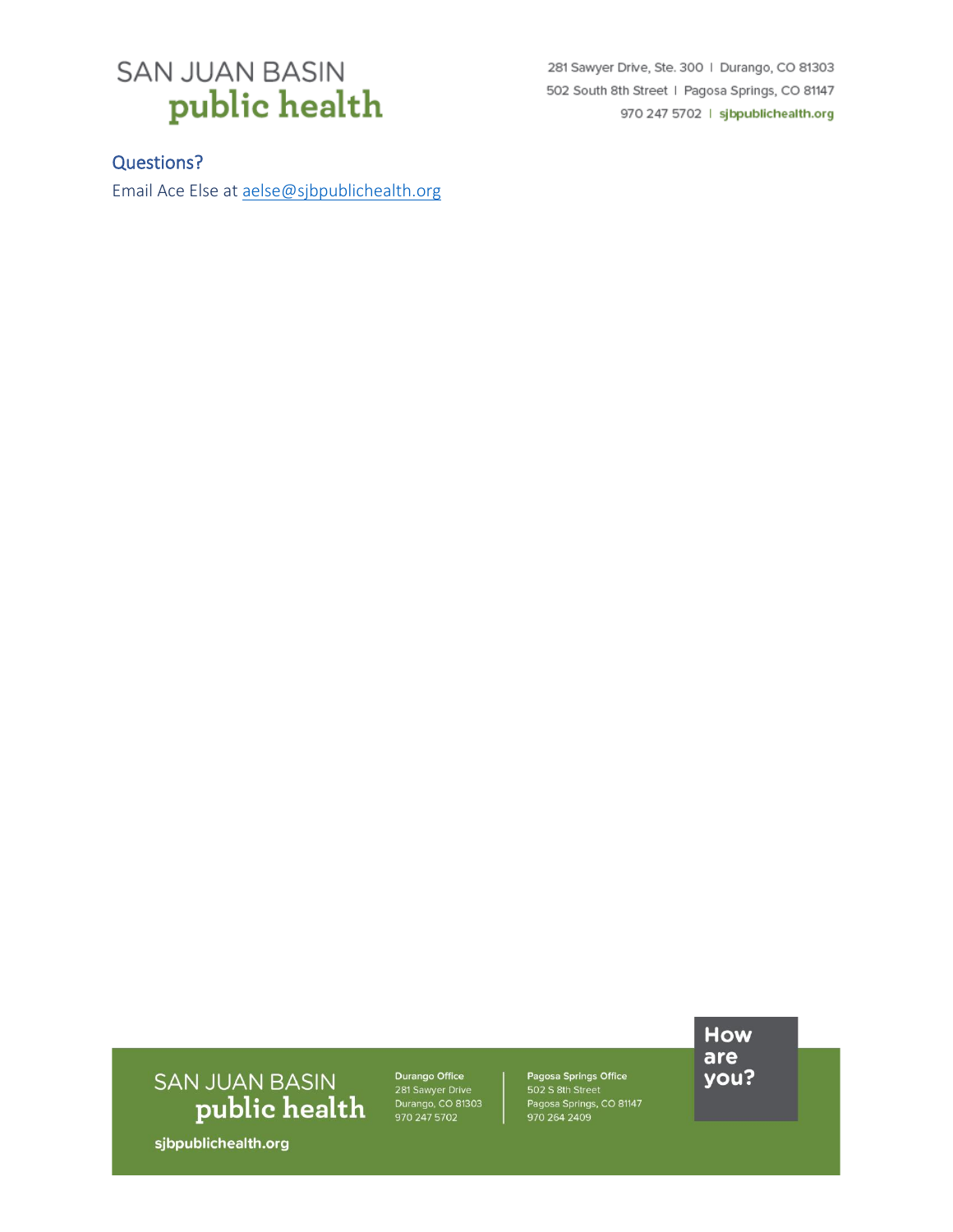## Questions?

Email Ace Else at [aelse@sjbpublichealth.org](mailto:aelse@sjbpublichealth.org)